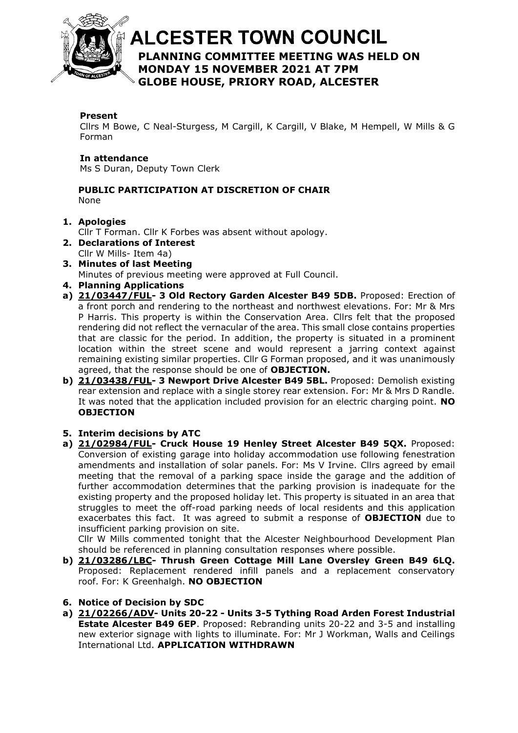# ALCESTER TOWN COUNCIL

## PLANNING COMMITTEE MEETING WAS HELD ON MONDAY 15 NOVEMBER 2021 AT 7PM GLOBE HOUSE, PRIORY ROAD, ALCESTER

**Present**
Cllrs M Bowe, C Neal-Sturgess, M Cargill, K Cargill, V Blake, M Hempell, W Mills & G Forman

**In attendance**
Ms S Duran, Deputy Town Clerk

**PUBLIC PARTICIPATION AT DISCRETION OF CHAIR**
None

1. **Apologies**
   Cllr T Forman. Cllr K Forbes was absent without apology.
2. **Declarations of Interest**
   Cllr W Mills- Item 4a)
3. **Minutes of last Meeting**
   Minutes of previous meeting were approved at Full Council.
4. **Planning Applications**

**a) 21/03447/FUL- 3 Old Rectory Garden Alcester B49 5DB.** Proposed: Erection of a front porch and rendering to the northeast and northwest elevations. For: Mr & Mrs P Harris. This property is within the Conservation Area. Cllrs felt that the proposed rendering did not reflect the vernacular of the area. This small close contains properties that are classic for the period. In addition, the property is situated in a prominent location within the street scene and would represent a jarring context against remaining existing similar properties. Cllr G Forman proposed, and it was unanimously agreed, that the response should be one of **OBJECTION.**

**b) 21/03438/FUL- 3 Newport Drive Alcester B49 5BL.** Proposed: Demolish existing rear extension and replace with a single storey rear extension. For: Mr & Mrs D Randle. It was noted that the application included provision for an electric charging point. **NO OBJECTION**

5. **Interim decisions by ATC**

**a) 21/02984/FUL- Cruck House 19 Henley Street Alcester B49 5QX.** Proposed: Conversion of existing garage into holiday accommodation use following fenestration amendments and installation of solar panels. For: Ms V Irvine. Cllrs agreed by email meeting that the removal of a parking space inside the garage and the addition of further accommodation determines that the parking provision is inadequate for the existing property and the proposed holiday let. This property is situated in an area that struggles to meet the off-road parking needs of local residents and this application exacerbates this fact. It was agreed to submit a response of **OBJECTION** due to insufficient parking provision on site.

Cllr W Mills commented tonight that the Alcester Neighbourhood Development Plan should be referenced in planning consultation responses where possible.

**b) 21/03286/LBC- Thrush Green Cottage Mill Lane Oversley Green B49 6LQ.** Proposed: Replacement rendered infill panels and a replacement conservatory roof. For: K Greenhalgh. **NO OBJECTION**

6. **Notice of Decision by SDC**

**a) 21/02266/ADV- Units 20-22 - Units 3-5 Tything Road Arden Forest Industrial Estate Alcester B49 6EP**. Proposed: Rebranding units 20-22 and 3-5 and installing new exterior signage with lights to illuminate. For: Mr J Workman, Walls and Ceilings International Ltd. **APPLICATION WITHDRAWN**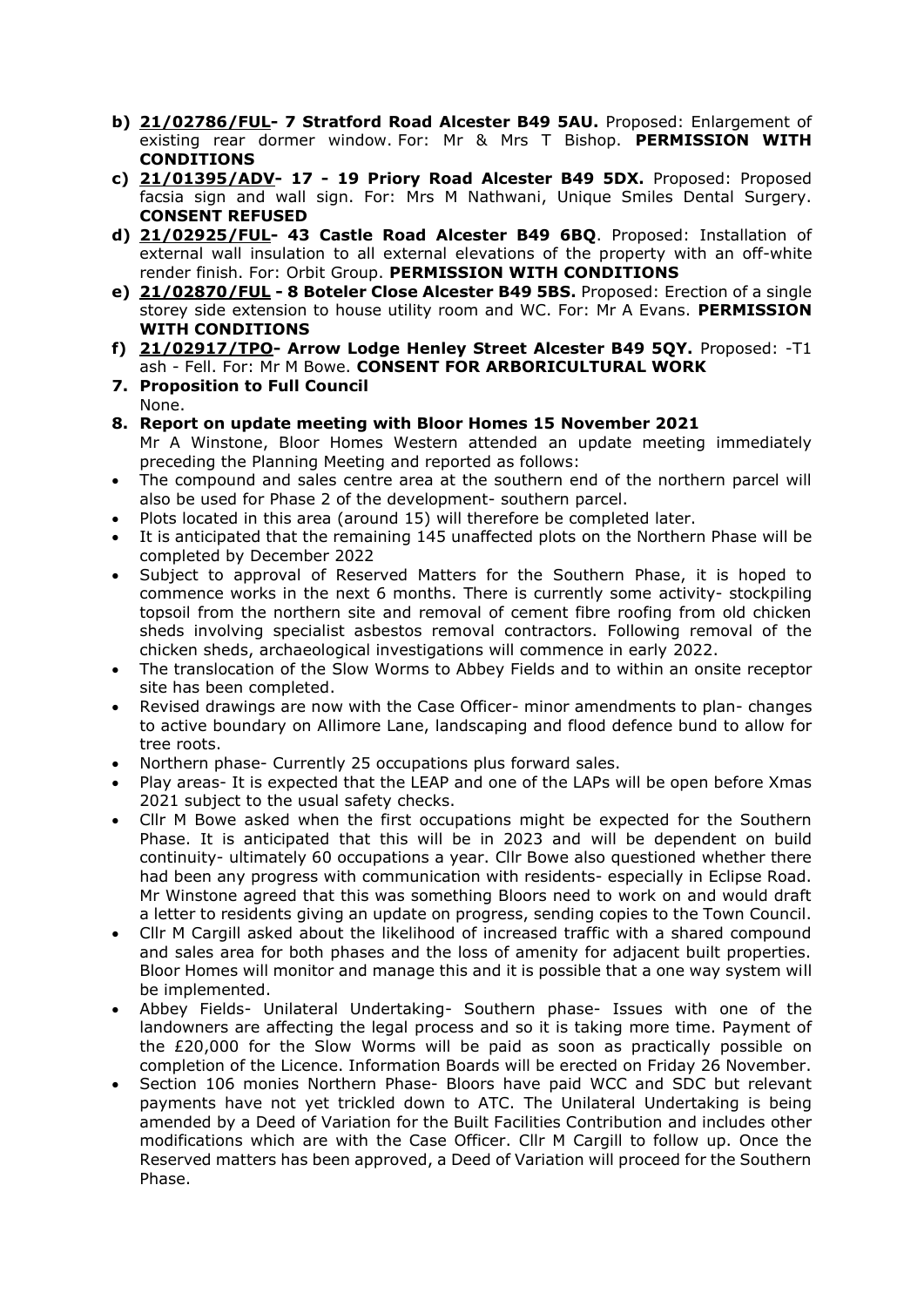- **b) 21/02786/FUL- 7 Stratford Road Alcester B49 5AU.** Proposed: Enlargement of existing rear dormer window. For: Mr & Mrs T Bishop. **PERMISSION WITH CONDITIONS**
- **c) 21/01395/ADV- 17 - 19 Priory Road Alcester B49 5DX.** Proposed: Proposed facsia sign and wall sign. For: Mrs M Nathwani, Unique Smiles Dental Surgery. **CONSENT REFUSED**
- **d) 21/02925/FUL- 43 Castle Road Alcester B49 6BQ**. Proposed: Installation of external wall insulation to all external elevations of the property with an off-white render finish. For: Orbit Group. **PERMISSION WITH CONDITIONS**
- **e) 21/02870/FUL - 8 Boteler Close Alcester B49 5BS.** Proposed: Erection of a single storey side extension to house utility room and WC. For: Mr A Evans. **PERMISSION WITH CONDITIONS**
- **f) 21/02917/TPO- Arrow Lodge Henley Street Alcester B49 5QY.** Proposed: -T1 ash - Fell. For: Mr M Bowe. **CONSENT FOR ARBORICULTURAL WORK**

**7. Proposition to Full Council**

None.

**8. Report on update meeting with Bloor Homes 15 November 2021**

Mr A Winstone, Bloor Homes Western attended an update meeting immediately preceding the Planning Meeting and reported as follows:

- The compound and sales centre area at the southern end of the northern parcel will also be used for Phase 2 of the development- southern parcel.
- Plots located in this area (around 15) will therefore be completed later.
- It is anticipated that the remaining 145 unaffected plots on the Northern Phase will be completed by December 2022
- Subject to approval of Reserved Matters for the Southern Phase, it is hoped to commence works in the next 6 months. There is currently some activity- stockpiling topsoil from the northern site and removal of cement fibre roofing from old chicken sheds involving specialist asbestos removal contractors. Following removal of the chicken sheds, archaeological investigations will commence in early 2022.
- The translocation of the Slow Worms to Abbey Fields and to within an onsite receptor site has been completed.
- Revised drawings are now with the Case Officer- minor amendments to plan- changes to active boundary on Allimore Lane, landscaping and flood defence bund to allow for tree roots.
- Northern phase- Currently 25 occupations plus forward sales.
- Play areas- It is expected that the LEAP and one of the LAPs will be open before Xmas 2021 subject to the usual safety checks.
- Cllr M Bowe asked when the first occupations might be expected for the Southern Phase. It is anticipated that this will be in 2023 and will be dependent on build continuity- ultimately 60 occupations a year. Cllr Bowe also questioned whether there had been any progress with communication with residents- especially in Eclipse Road. Mr Winstone agreed that this was something Bloors need to work on and would draft a letter to residents giving an update on progress, sending copies to the Town Council.
- Cllr M Cargill asked about the likelihood of increased traffic with a shared compound and sales area for both phases and the loss of amenity for adjacent built properties. Bloor Homes will monitor and manage this and it is possible that a one way system will be implemented.
- Abbey Fields- Unilateral Undertaking- Southern phase- Issues with one of the landowners are affecting the legal process and so it is taking more time. Payment of the £20,000 for the Slow Worms will be paid as soon as practically possible on completion of the Licence. Information Boards will be erected on Friday 26 November.
- Section 106 monies Northern Phase- Bloors have paid WCC and SDC but relevant payments have not yet trickled down to ATC. The Unilateral Undertaking is being amended by a Deed of Variation for the Built Facilities Contribution and includes other modifications which are with the Case Officer. Cllr M Cargill to follow up. Once the Reserved matters has been approved, a Deed of Variation will proceed for the Southern Phase.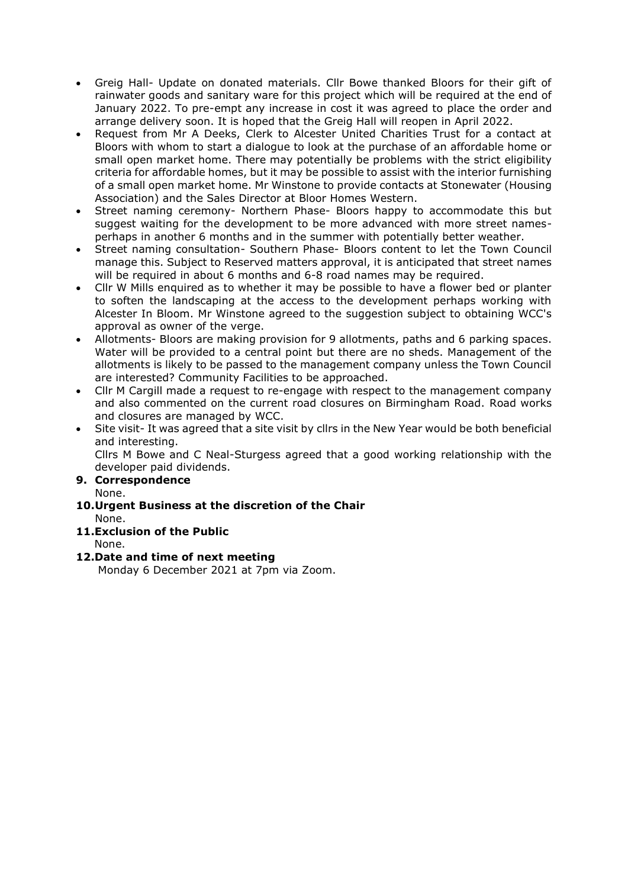- Greig Hall- Update on donated materials. Cllr Bowe thanked Bloors for their gift of rainwater goods and sanitary ware for this project which will be required at the end of January 2022. To pre-empt any increase in cost it was agreed to place the order and arrange delivery soon. It is hoped that the Greig Hall will reopen in April 2022.
- Request from Mr A Deeks, Clerk to Alcester United Charities Trust for a contact at Bloors with whom to start a dialogue to look at the purchase of an affordable home or small open market home. There may potentially be problems with the strict eligibility criteria for affordable homes, but it may be possible to assist with the interior furnishing of a small open market home. Mr Winstone to provide contacts at Stonewater (Housing Association) and the Sales Director at Bloor Homes Western.
- Street naming ceremony- Northern Phase- Bloors happy to accommodate this but suggest waiting for the development to be more advanced with more street names- perhaps in another 6 months and in the summer with potentially better weather.
- Street naming consultation- Southern Phase- Bloors content to let the Town Council manage this. Subject to Reserved matters approval, it is anticipated that street names will be required in about 6 months and 6-8 road names may be required.
- Cllr W Mills enquired as to whether it may be possible to have a flower bed or planter to soften the landscaping at the access to the development perhaps working with Alcester In Bloom. Mr Winstone agreed to the suggestion subject to obtaining WCC's approval as owner of the verge.
- Allotments- Bloors are making provision for 9 allotments, paths and 6 parking spaces. Water will be provided to a central point but there are no sheds. Management of the allotments is likely to be passed to the management company unless the Town Council are interested? Community Facilities to be approached.
- Cllr M Cargill made a request to re-engage with respect to the management company and also commented on the current road closures on Birmingham Road. Road works and closures are managed by WCC.
- Site visit- It was agreed that a site visit by cllrs in the New Year would be both beneficial and interesting.
  Cllrs M Bowe and C Neal-Sturgess agreed that a good working relationship with the developer paid dividends.

**9. Correspondence**
None.

**10. Urgent Business at the discretion of the Chair**
None.

**11. Exclusion of the Public**
None.

**12. Date and time of next meeting**
Monday 6 December 2021 at 7pm via Zoom.